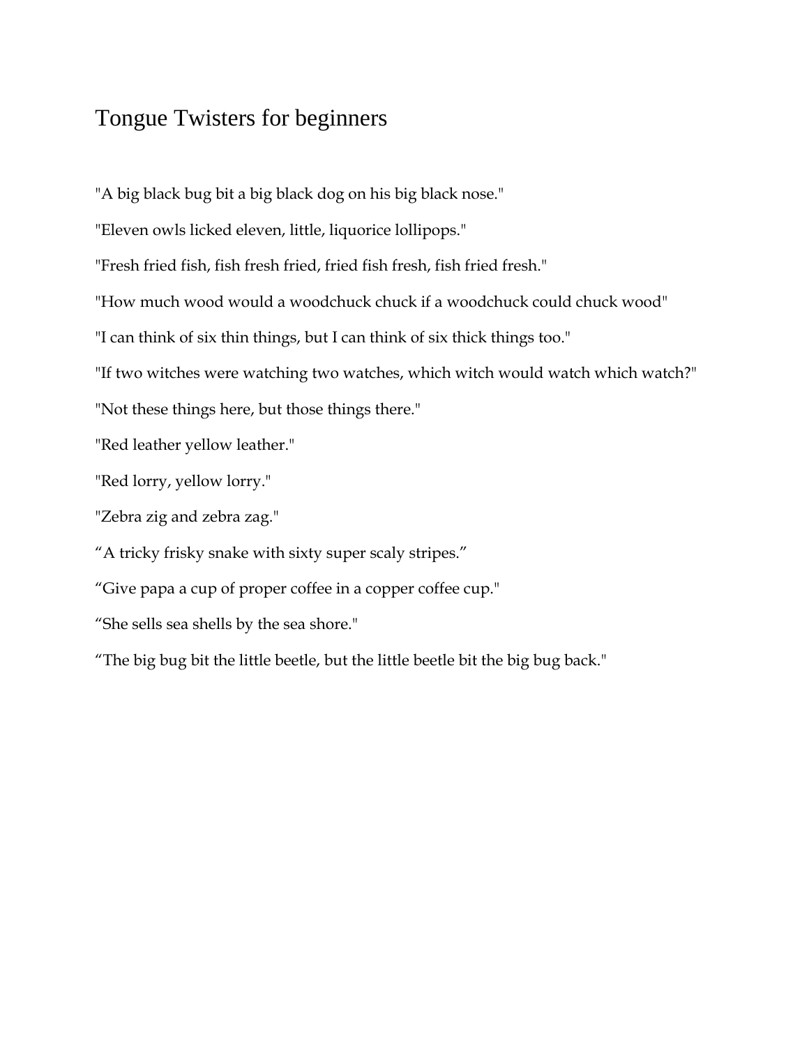# Tongue Twisters for beginners

"A big black bug bit a big black dog on his big black nose."

"Eleven owls licked eleven, little, liquorice lollipops."

"Fresh fried fish, fish fresh fried, fried fish fresh, fish fried fresh."

"How much wood would a woodchuck chuck if a woodchuck could chuck wood"

"I can think of six thin things, but I can think of six thick things too."

"If two witches were watching two watches, which witch would watch which watch?"

"Not these things here, but those things there."

"Red leather yellow leather."

"Red lorry, yellow lorry."

"Zebra zig and zebra zag."

“A tricky frisky snake with sixty super scaly stripes.”

“Give papa a cup of proper coffee in a copper coffee cup."

“She sells sea shells by the sea shore."

“The big bug bit the little beetle, but the little beetle bit the big bug back."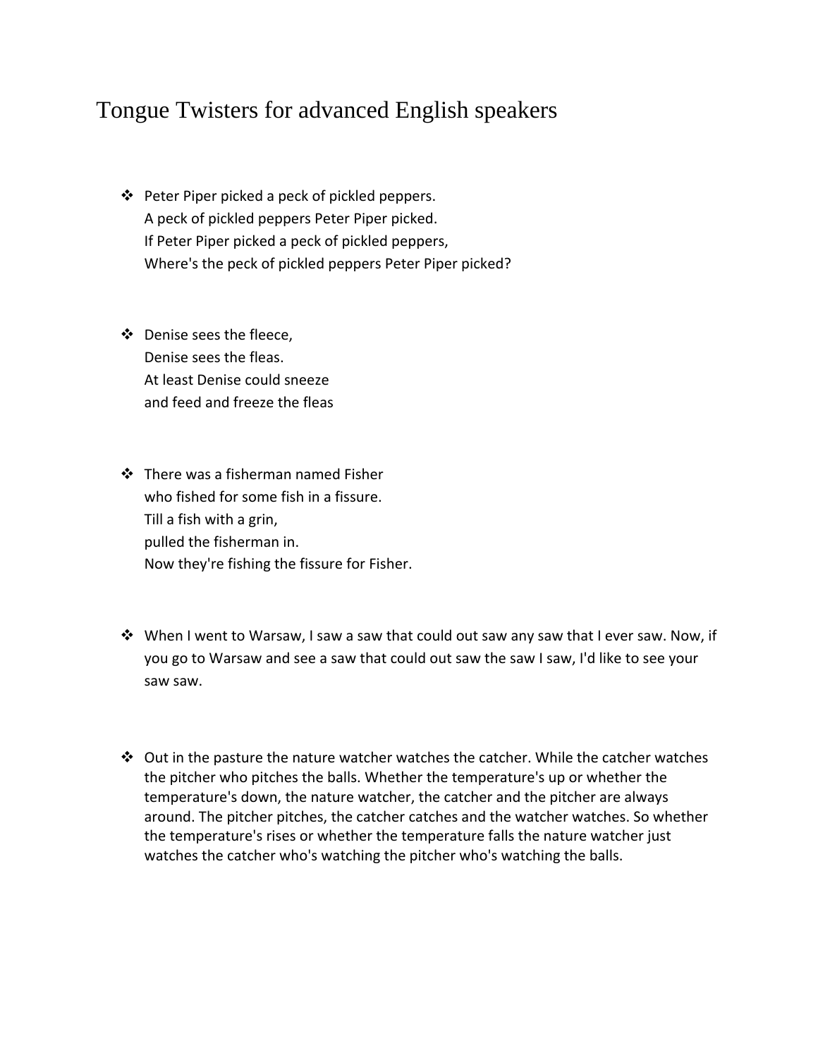# Tongue Twisters for advanced English speakers

- Peter Piper picked a peck of pickled peppers.
  A peck of pickled peppers Peter Piper picked.
  If Peter Piper picked a peck of pickled peppers,
  Where's the peck of pickled peppers Peter Piper picked?

- Denise sees the fleece,
  Denise sees the fleas.
  At least Denise could sneeze
  and feed and freeze the fleas

- There was a fisherman named Fisher
  who fished for some fish in a fissure.
  Till a fish with a grin,
  pulled the fisherman in.
  Now they're fishing the fissure for Fisher.

- When I went to Warsaw, I saw a saw that could out saw any saw that I ever saw. Now, if you go to Warsaw and see a saw that could out saw the saw I saw, I'd like to see your saw saw.

- Out in the pasture the nature watcher watches the catcher. While the catcher watches the pitcher who pitches the balls. Whether the temperature's up or whether the temperature's down, the nature watcher, the catcher and the pitcher are always around. The pitcher pitches, the catcher catches and the watcher watches. So whether the temperature's rises or whether the temperature falls the nature watcher just watches the catcher who's watching the pitcher who's watching the balls.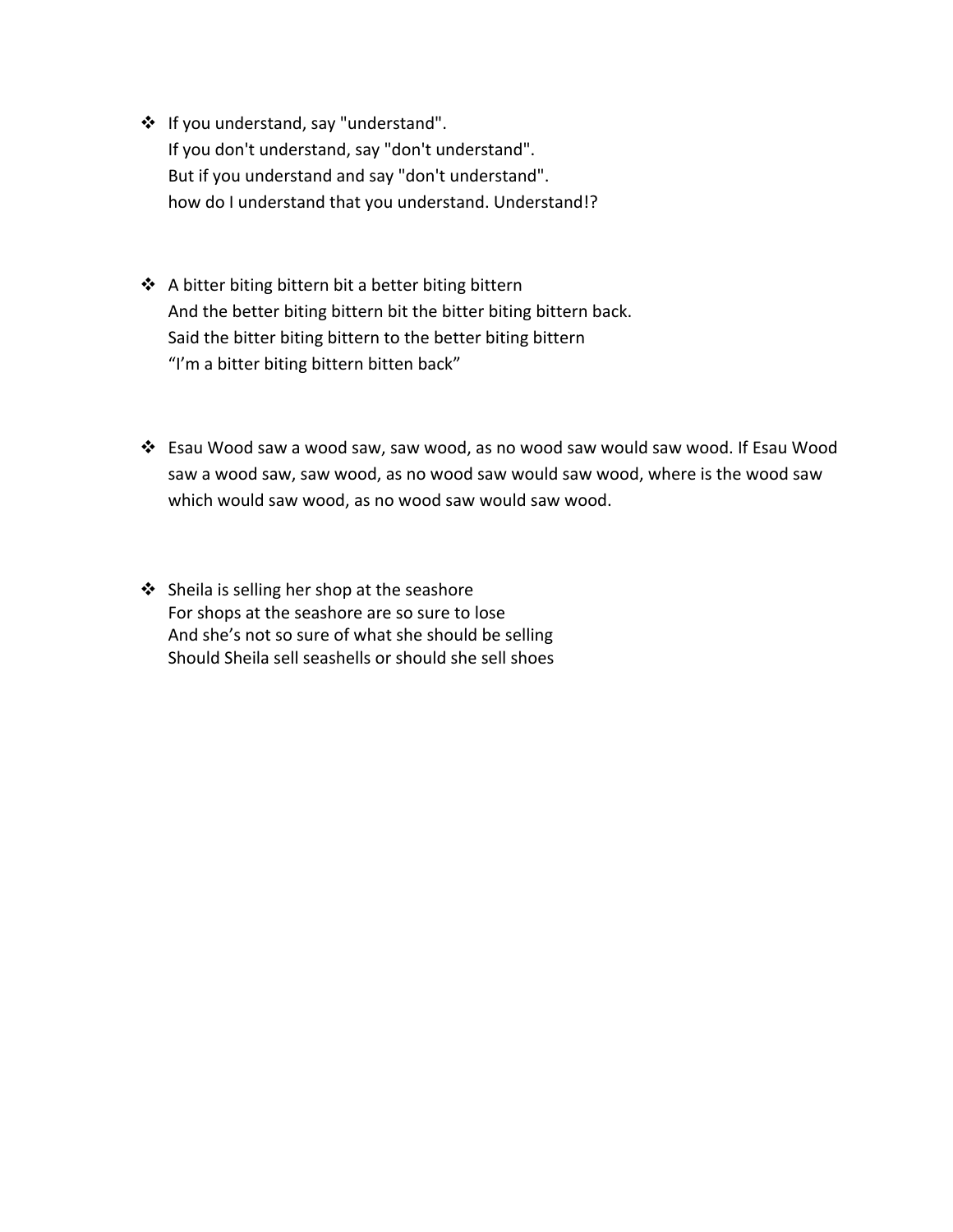- If you understand, say "understand".
  If you don't understand, say "don't understand".
  But if you understand and say "don't understand".
  how do I understand that you understand. Understand!?

- A bitter biting bittern bit a better biting bittern
  And the better biting bittern bit the bitter biting bittern back.
  Said the bitter biting bittern to the better biting bittern
  “I’m a bitter biting bittern bitten back”

- Esau Wood saw a wood saw, saw wood, as no wood saw would saw wood. If Esau Wood saw a wood saw, saw wood, as no wood saw would saw wood, where is the wood saw which would saw wood, as no wood saw would saw wood.

- Sheila is selling her shop at the seashore
  For shops at the seashore are so sure to lose
  And she’s not so sure of what she should be selling
  Should Sheila sell seashells or should she sell shoes